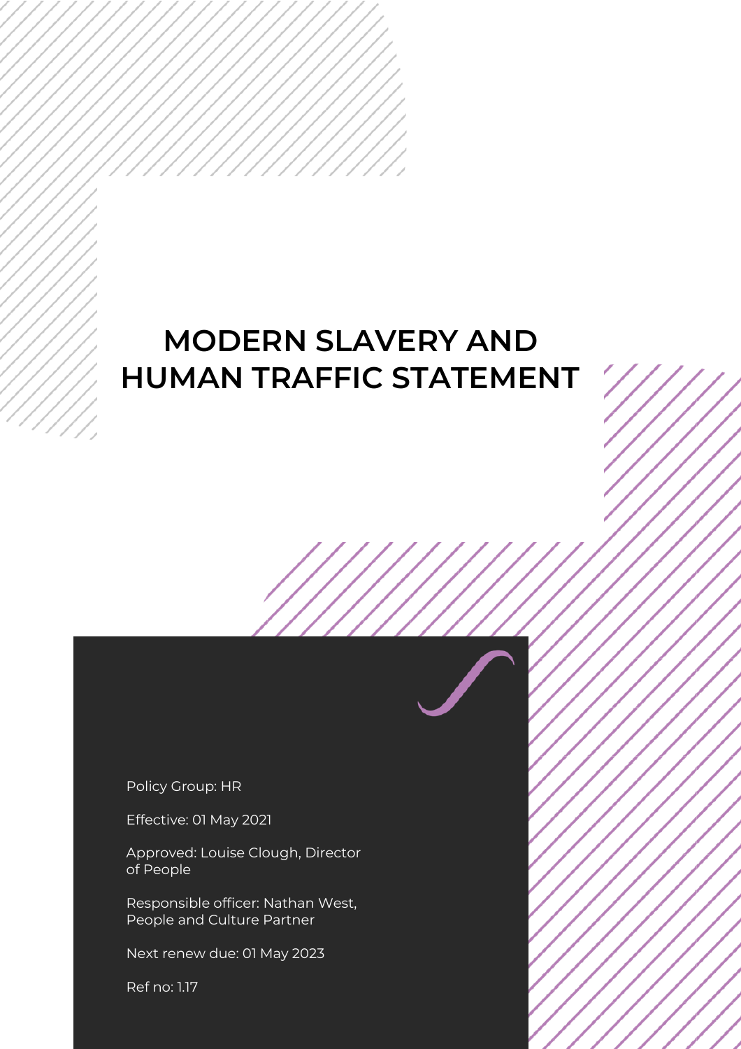# MODERN SLAVERY AND HUMAN TRAFFIC STATEMENT

Policy Group: HR

Effective: 01 May 2021

Approved: Louise Clough, Director of People

Responsible officer: Nathan West, People and Culture Partner

Next renew due: 01 May 2023

Ref no: 1.17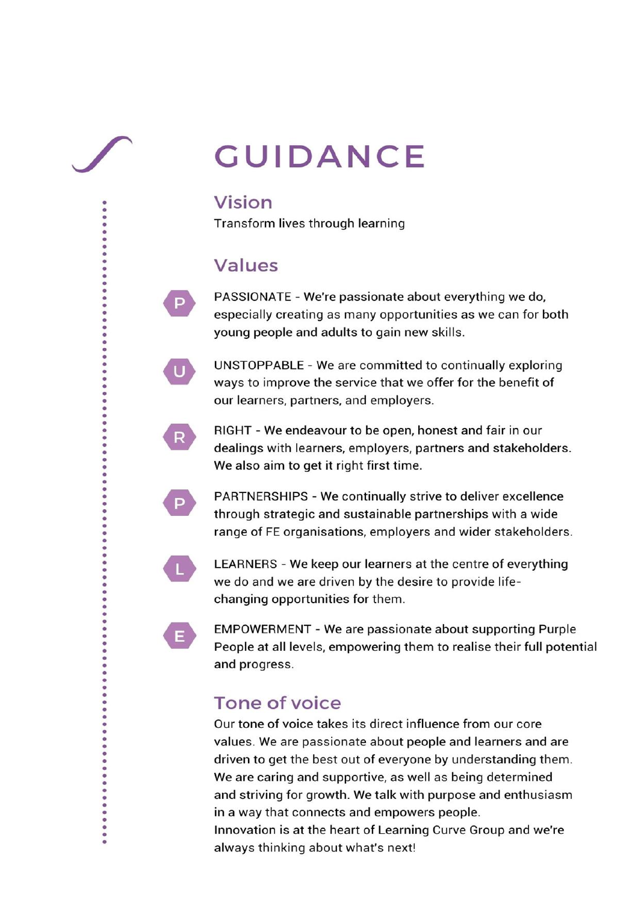# GUIDANCE

## Vision

Transform lives through learning

## Values

- **P** — PASSIONATE - We're passionate about everything we do, especially creating as many opportunities as we can for both young people and adults to gain new skills.
- **U** — UNSTOPPABLE - We are committed to continually exploring ways to improve the service that we offer for the benefit of our learners, partners, and employers.
- **R** — RIGHT - We endeavour to be open, honest and fair in our dealings with learners, employers, partners and stakeholders. We also aim to get it right first time.
- **P** — PARTNERSHIPS - We continually strive to deliver excellence through strategic and sustainable partnerships with a wide range of FE organisations, employers and wider stakeholders.
- **L** — LEARNERS - We keep our learners at the centre of everything we do and we are driven by the desire to provide life-changing opportunities for them.
- **E** — EMPOWERMENT - We are passionate about supporting Purple People at all levels, empowering them to realise their full potential and progress.

## Tone of voice

Our tone of voice takes its direct influence from our core values. We are passionate about people and learners and are driven to get the best out of everyone by understanding them. We are caring and supportive, as well as being determined and striving for growth. We talk with purpose and enthusiasm in a way that connects and empowers people.
Innovation is at the heart of Learning Curve Group and we're always thinking about what's next!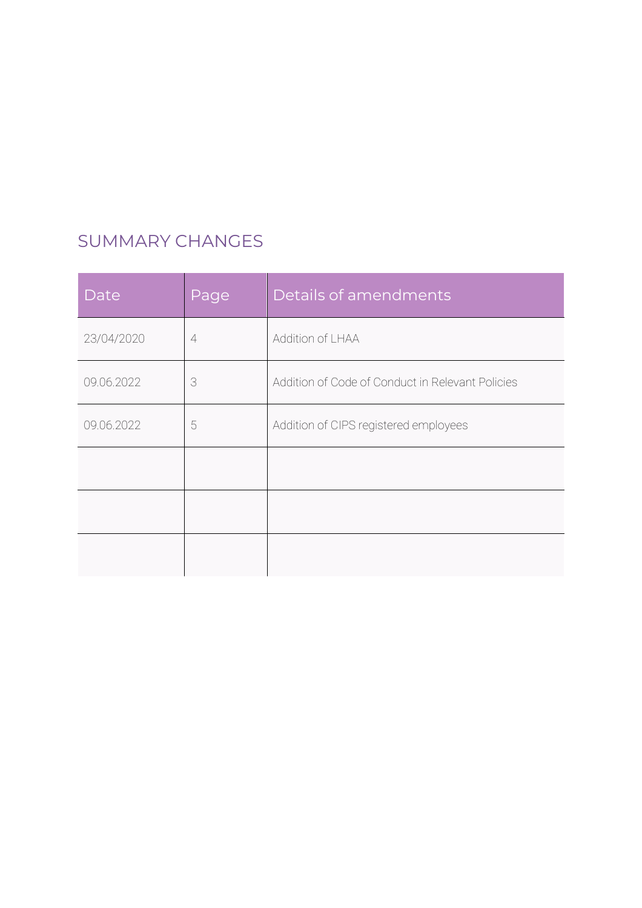## SUMMARY CHANGES

| Date | Page | Details of amendments |
|---|---|---|
| 23/04/2020 | 4 | Addition of LHAA |
| 09.06.2022 | 3 | Addition of Code of Conduct in Relevant Policies |
| 09.06.2022 | 5 | Addition of CIPS registered employees |
| | | |
| | | |
| | | |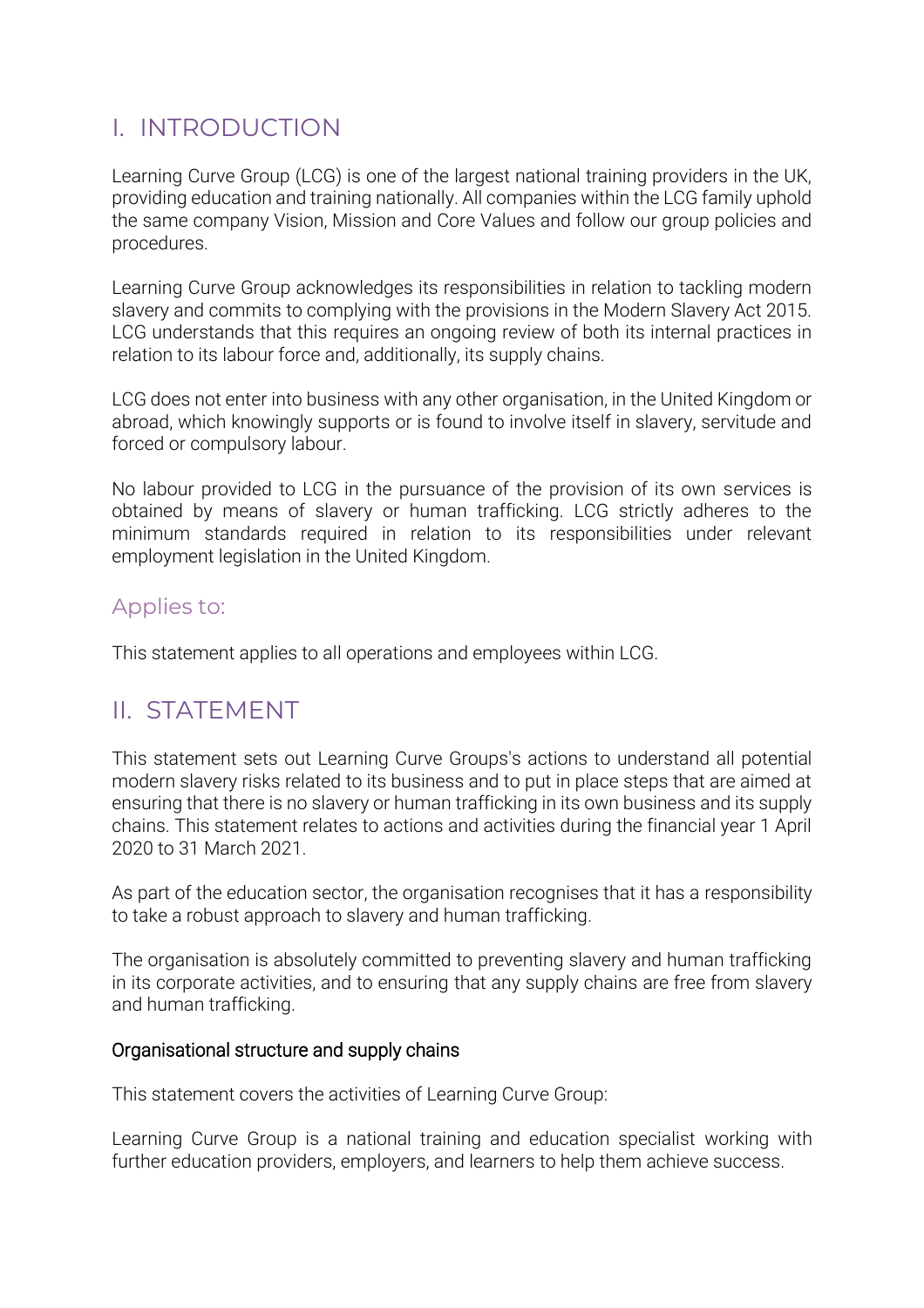# I. INTRODUCTION

Learning Curve Group (LCG) is one of the largest national training providers in the UK, providing education and training nationally. All companies within the LCG family uphold the same company Vision, Mission and Core Values and follow our group policies and procedures.

Learning Curve Group acknowledges its responsibilities in relation to tackling modern slavery and commits to complying with the provisions in the Modern Slavery Act 2015. LCG understands that this requires an ongoing review of both its internal practices in relation to its labour force and, additionally, its supply chains.

LCG does not enter into business with any other organisation, in the United Kingdom or abroad, which knowingly supports or is found to involve itself in slavery, servitude and forced or compulsory labour.

No labour provided to LCG in the pursuance of the provision of its own services is obtained by means of slavery or human trafficking. LCG strictly adheres to the minimum standards required in relation to its responsibilities under relevant employment legislation in the United Kingdom.

## Applies to:

This statement applies to all operations and employees within LCG.

# II. STATEMENT

This statement sets out Learning Curve Groups's actions to understand all potential modern slavery risks related to its business and to put in place steps that are aimed at ensuring that there is no slavery or human trafficking in its own business and its supply chains. This statement relates to actions and activities during the financial year 1 April 2020 to 31 March 2021.

As part of the education sector, the organisation recognises that it has a responsibility to take a robust approach to slavery and human trafficking.

The organisation is absolutely committed to preventing slavery and human trafficking in its corporate activities, and to ensuring that any supply chains are free from slavery and human trafficking.

### Organisational structure and supply chains

This statement covers the activities of Learning Curve Group:

Learning Curve Group is a national training and education specialist working with further education providers, employers, and learners to help them achieve success.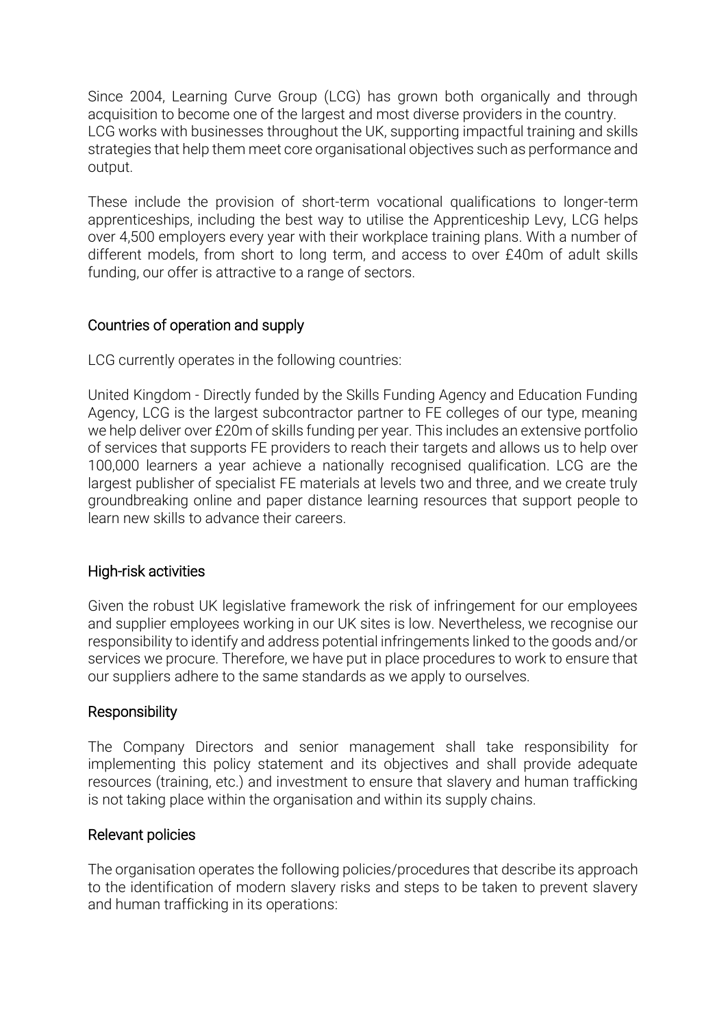Since 2004, Learning Curve Group (LCG) has grown both organically and through acquisition to become one of the largest and most diverse providers in the country. LCG works with businesses throughout the UK, supporting impactful training and skills strategies that help them meet core organisational objectives such as performance and output.

These include the provision of short-term vocational qualifications to longer-term apprenticeships, including the best way to utilise the Apprenticeship Levy, LCG helps over 4,500 employers every year with their workplace training plans. With a number of different models, from short to long term, and access to over £40m of adult skills funding, our offer is attractive to a range of sectors.

## Countries of operation and supply

LCG currently operates in the following countries:

United Kingdom - Directly funded by the Skills Funding Agency and Education Funding Agency, LCG is the largest subcontractor partner to FE colleges of our type, meaning we help deliver over £20m of skills funding per year. This includes an extensive portfolio of services that supports FE providers to reach their targets and allows us to help over 100,000 learners a year achieve a nationally recognised qualification. LCG are the largest publisher of specialist FE materials at levels two and three, and we create truly groundbreaking online and paper distance learning resources that support people to learn new skills to advance their careers.

## High-risk activities

Given the robust UK legislative framework the risk of infringement for our employees and supplier employees working in our UK sites is low. Nevertheless, we recognise our responsibility to identify and address potential infringements linked to the goods and/or services we procure. Therefore, we have put in place procedures to work to ensure that our suppliers adhere to the same standards as we apply to ourselves.

## Responsibility

The Company Directors and senior management shall take responsibility for implementing this policy statement and its objectives and shall provide adequate resources (training, etc.) and investment to ensure that slavery and human trafficking is not taking place within the organisation and within its supply chains.

## Relevant policies

The organisation operates the following policies/procedures that describe its approach to the identification of modern slavery risks and steps to be taken to prevent slavery and human trafficking in its operations: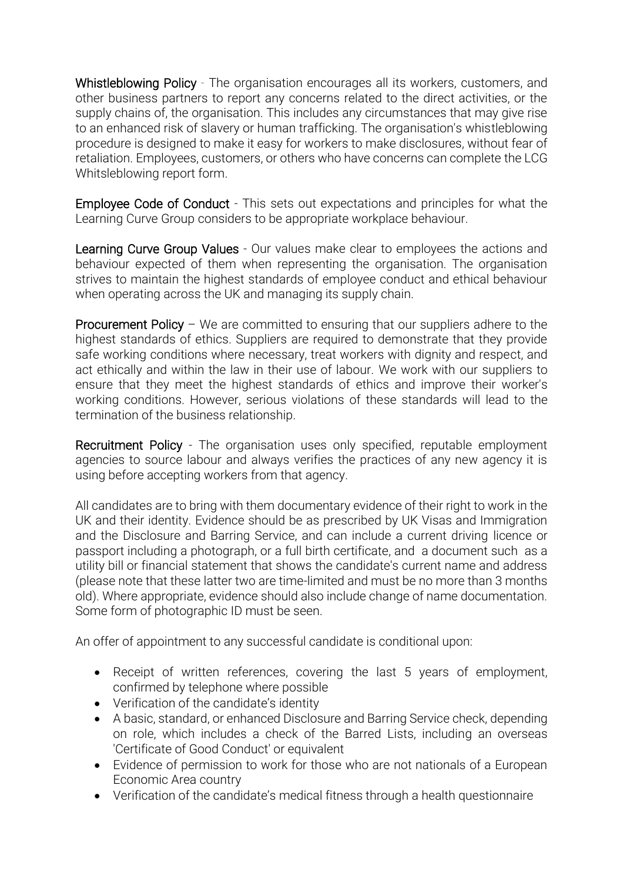**Whistleblowing Policy** - The organisation encourages all its workers, customers, and other business partners to report any concerns related to the direct activities, or the supply chains of, the organisation. This includes any circumstances that may give rise to an enhanced risk of slavery or human trafficking. The organisation's whistleblowing procedure is designed to make it easy for workers to make disclosures, without fear of retaliation. Employees, customers, or others who have concerns can complete the LCG Whitsleblowing report form.

**Employee Code of Conduct** - This sets out expectations and principles for what the Learning Curve Group considers to be appropriate workplace behaviour.

**Learning Curve Group Values** - Our values make clear to employees the actions and behaviour expected of them when representing the organisation. The organisation strives to maintain the highest standards of employee conduct and ethical behaviour when operating across the UK and managing its supply chain.

**Procurement Policy** – We are committed to ensuring that our suppliers adhere to the highest standards of ethics. Suppliers are required to demonstrate that they provide safe working conditions where necessary, treat workers with dignity and respect, and act ethically and within the law in their use of labour. We work with our suppliers to ensure that they meet the highest standards of ethics and improve their worker's working conditions. However, serious violations of these standards will lead to the termination of the business relationship.

**Recruitment Policy** - The organisation uses only specified, reputable employment agencies to source labour and always verifies the practices of any new agency it is using before accepting workers from that agency.

All candidates are to bring with them documentary evidence of their right to work in the UK and their identity. Evidence should be as prescribed by UK Visas and Immigration and the Disclosure and Barring Service, and can include a current driving licence or passport including a photograph, or a full birth certificate, and a document such as a utility bill or financial statement that shows the candidate's current name and address (please note that these latter two are time-limited and must be no more than 3 months old). Where appropriate, evidence should also include change of name documentation. Some form of photographic ID must be seen.

An offer of appointment to any successful candidate is conditional upon:

- Receipt of written references, covering the last 5 years of employment, confirmed by telephone where possible
- Verification of the candidate's identity
- A basic, standard, or enhanced Disclosure and Barring Service check, depending on role, which includes a check of the Barred Lists, including an overseas 'Certificate of Good Conduct' or equivalent
- Evidence of permission to work for those who are not nationals of a European Economic Area country
- Verification of the candidate's medical fitness through a health questionnaire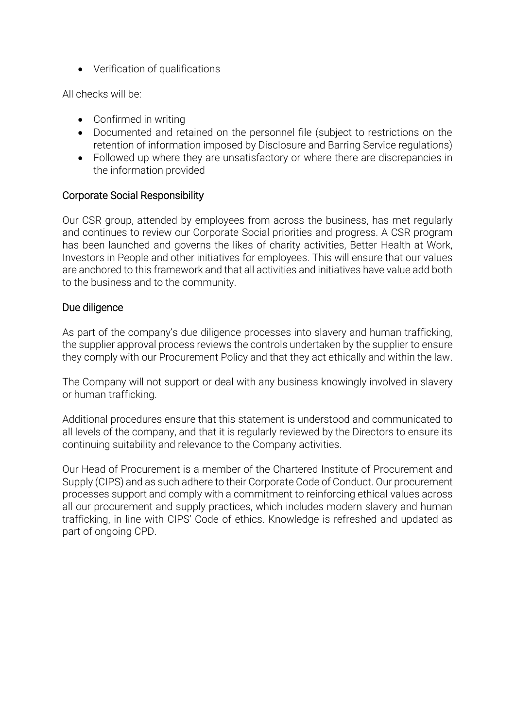- Verification of qualifications

All checks will be:

- Confirmed in writing
- Documented and retained on the personnel file (subject to restrictions on the retention of information imposed by Disclosure and Barring Service regulations)
- Followed up where they are unsatisfactory or where there are discrepancies in the information provided

## Corporate Social Responsibility

Our CSR group, attended by employees from across the business, has met regularly and continues to review our Corporate Social priorities and progress. A CSR program has been launched and governs the likes of charity activities, Better Health at Work, Investors in People and other initiatives for employees. This will ensure that our values are anchored to this framework and that all activities and initiatives have value add both to the business and to the community.

## Due diligence

As part of the company's due diligence processes into slavery and human trafficking, the supplier approval process reviews the controls undertaken by the supplier to ensure they comply with our Procurement Policy and that they act ethically and within the law.

The Company will not support or deal with any business knowingly involved in slavery or human trafficking.

Additional procedures ensure that this statement is understood and communicated to all levels of the company, and that it is regularly reviewed by the Directors to ensure its continuing suitability and relevance to the Company activities.

Our Head of Procurement is a member of the Chartered Institute of Procurement and Supply (CIPS) and as such adhere to their Corporate Code of Conduct. Our procurement processes support and comply with a commitment to reinforcing ethical values across all our procurement and supply practices, which includes modern slavery and human trafficking, in line with CIPS' Code of ethics. Knowledge is refreshed and updated as part of ongoing CPD.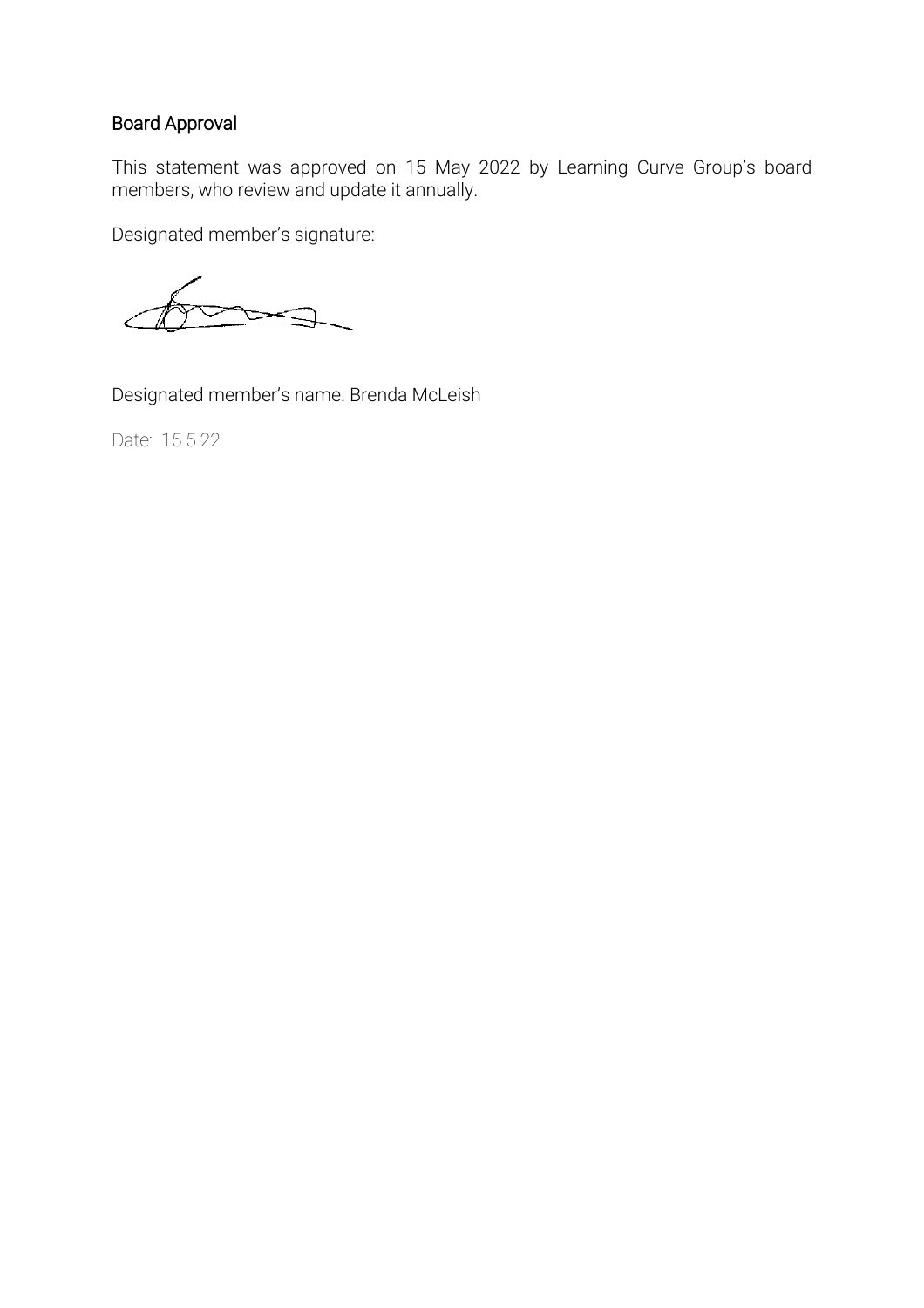## Board Approval

This statement was approved on 15 May 2022 by Learning Curve Group's board members, who review and update it annually.

Designated member's signature:

Designated member's name: Brenda McLeish

Date: 15.5.22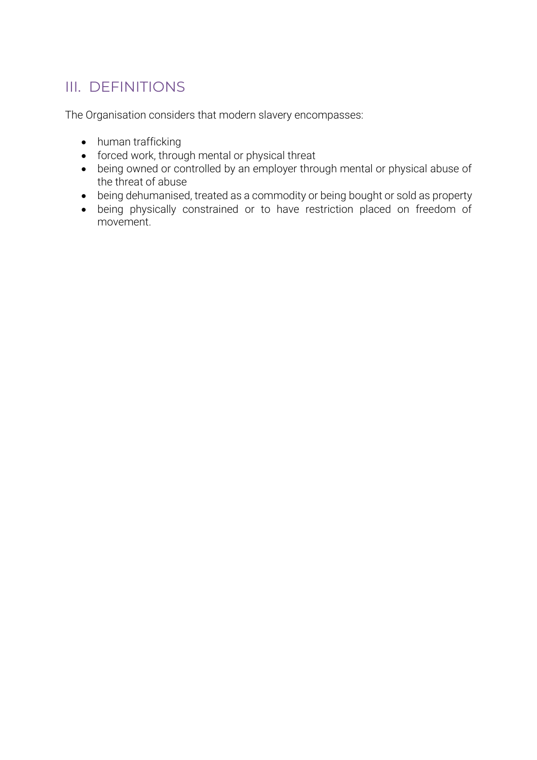## III. DEFINITIONS

The Organisation considers that modern slavery encompasses:

- human trafficking
- forced work, through mental or physical threat
- being owned or controlled by an employer through mental or physical abuse of the threat of abuse
- being dehumanised, treated as a commodity or being bought or sold as property
- being physically constrained or to have restriction placed on freedom of movement.